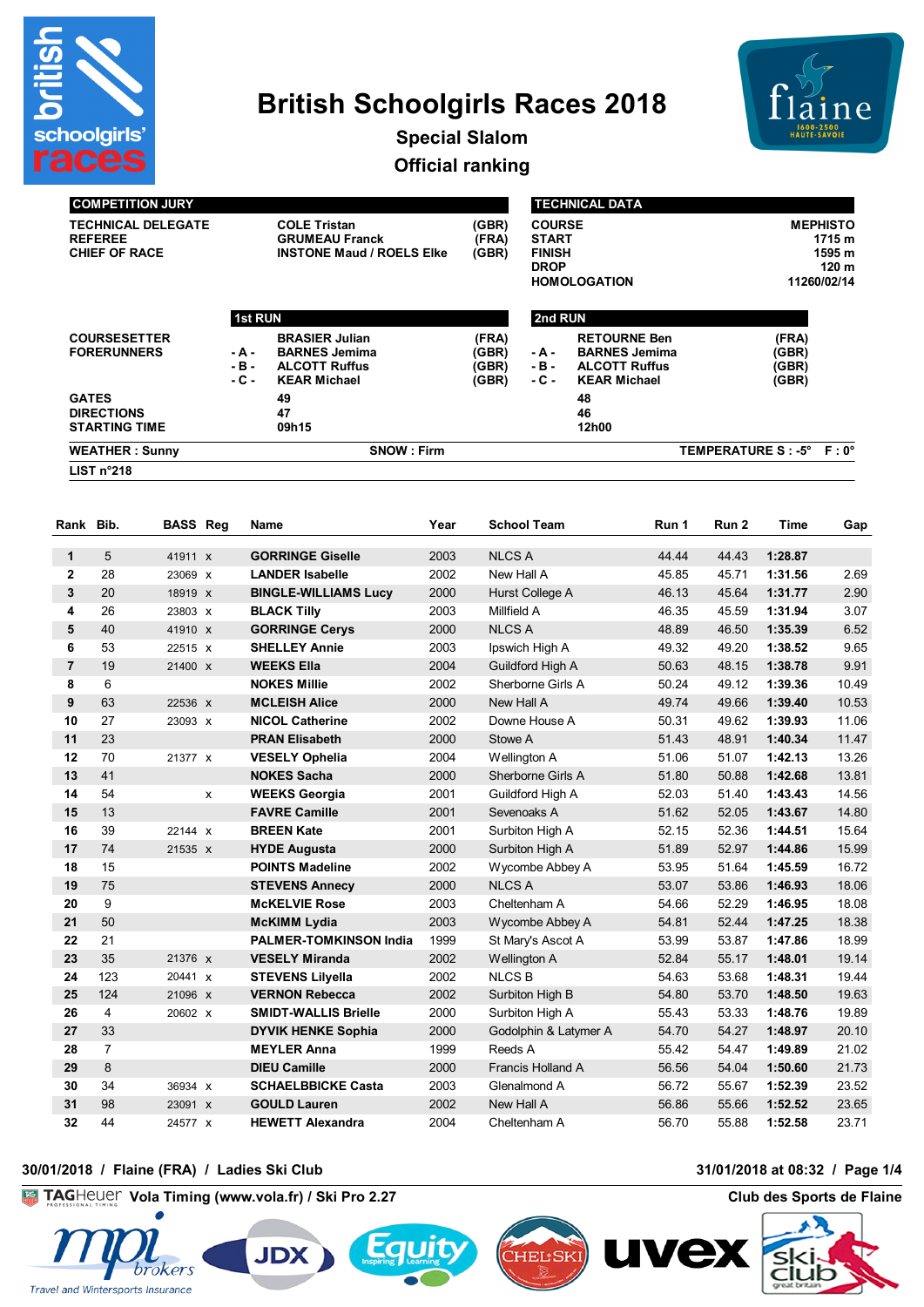# British Schoolgirls Races 2018

## Special Slalom

## Official ranking

| COMPETITION JURY | | |
|---|---|---|
| TECHNICAL DELEGATE | COLE Tristan | (GBR) |
| REFEREE | GRUMEAU Franck | (FRA) |
| CHIEF OF RACE | INSTONE Maud / ROELS Elke | (GBR) |

| TECHNICAL DATA | |
|---|---|
| COURSE | MEPHISTO |
| START | 1715 m |
| FINISH | 1595 m |
| DROP | 120 m |
| HOMOLOGATION | 11260/02/14 |

| | 1st RUN | | | 2nd RUN | |
|---|---|---|---|---|---|
| COURSESETTER | | BRASIER Julian (FRA) | | RETOURNE Ben (FRA) | |
| FORERUNNERS | - A - | BARNES Jemima (GBR) | - A - | BARNES Jemima (GBR) | |
| | - B - | ALCOTT Ruffus (GBR) | - B - | ALCOTT Ruffus (GBR) | |
| | - C - | KEAR Michael (GBR) | - C - | KEAR Michael (GBR) | |
| GATES | | 49 | | 48 | |
| DIRECTIONS | | 47 | | 46 | |
| STARTING TIME | | 09h15 | | 12h00 | |

WEATHER : Sunny — SNOW : Firm — TEMPERATURE S : -5° F : 0°

LIST n°218

| Rank | Bib. | BASS | Reg | Name | Year | School Team | Run 1 | Run 2 | Time | Gap |
|---|---|---|---|---|---|---|---|---|---|---|
| 1 | 5 | 41911 | x | GORRINGE Giselle | 2003 | NLCS A | 44.44 | 44.43 | 1:28.87 | |
| 2 | 28 | 23069 | x | LANDER Isabelle | 2002 | New Hall A | 45.85 | 45.71 | 1:31.56 | 2.69 |
| 3 | 20 | 18919 | x | BINGLE-WILLIAMS Lucy | 2000 | Hurst College A | 46.13 | 45.64 | 1:31.77 | 2.90 |
| 4 | 26 | 23803 | x | BLACK Tilly | 2003 | Millfield A | 46.35 | 45.59 | 1:31.94 | 3.07 |
| 5 | 40 | 41910 | x | GORRINGE Cerys | 2000 | NLCS A | 48.89 | 46.50 | 1:35.39 | 6.52 |
| 6 | 53 | 22515 | x | SHELLEY Annie | 2003 | Ipswich High A | 49.32 | 49.20 | 1:38.52 | 9.65 |
| 7 | 19 | 21400 | x | WEEKS Ella | 2004 | Guildford High A | 50.63 | 48.15 | 1:38.78 | 9.91 |
| 8 | 6 | | | NOKES Millie | 2002 | Sherborne Girls A | 50.24 | 49.12 | 1:39.36 | 10.49 |
| 9 | 63 | 22536 | x | MCLEISH Alice | 2000 | New Hall A | 49.74 | 49.66 | 1:39.40 | 10.53 |
| 10 | 27 | 23093 | x | NICOL Catherine | 2002 | Downe House A | 50.31 | 49.62 | 1:39.93 | 11.06 |
| 11 | 23 | | | PRAN Elisabeth | 2000 | Stowe A | 51.43 | 48.91 | 1:40.34 | 11.47 |
| 12 | 70 | 21377 | x | VESELY Ophelia | 2004 | Wellington A | 51.06 | 51.07 | 1:42.13 | 13.26 |
| 13 | 41 | | | NOKES Sacha | 2000 | Sherborne Girls A | 51.80 | 50.88 | 1:42.68 | 13.81 |
| 14 | 54 | | x | WEEKS Georgia | 2001 | Guildford High A | 52.03 | 51.40 | 1:43.43 | 14.56 |
| 15 | 13 | | | FAVRE Camille | 2001 | Sevenoaks A | 51.62 | 52.05 | 1:43.67 | 14.80 |
| 16 | 39 | 22144 | x | BREEN Kate | 2001 | Surbiton High A | 52.15 | 52.36 | 1:44.51 | 15.64 |
| 17 | 74 | 21535 | x | HYDE Augusta | 2000 | Surbiton High A | 51.89 | 52.97 | 1:44.86 | 15.99 |
| 18 | 15 | | | POINTS Madeline | 2002 | Wycombe Abbey A | 53.95 | 51.64 | 1:45.59 | 16.72 |
| 19 | 75 | | | STEVENS Annecy | 2000 | NLCS A | 53.07 | 53.86 | 1:46.93 | 18.06 |
| 20 | 9 | | | McKELVIE Rose | 2003 | Cheltenham A | 54.66 | 52.29 | 1:46.95 | 18.08 |
| 21 | 50 | | | McKIMM Lydia | 2003 | Wycombe Abbey A | 54.81 | 52.44 | 1:47.25 | 18.38 |
| 22 | 21 | | | PALMER-TOMKINSON India | 1999 | St Mary's Ascot A | 53.99 | 53.87 | 1:47.86 | 18.99 |
| 23 | 35 | 21376 | x | VESELY Miranda | 2002 | Wellington A | 52.84 | 55.17 | 1:48.01 | 19.14 |
| 24 | 123 | 20441 | x | STEVENS Lilyella | 2002 | NLCS B | 54.63 | 53.68 | 1:48.31 | 19.44 |
| 25 | 124 | 21096 | x | VERNON Rebecca | 2002 | Surbiton High B | 54.80 | 53.70 | 1:48.50 | 19.63 |
| 26 | 4 | 20602 | x | SMIDT-WALLIS Brielle | 2000 | Surbiton High A | 55.43 | 53.33 | 1:48.76 | 19.89 |
| 27 | 33 | | | DYVIK HENKE Sophia | 2000 | Godolphin & Latymer A | 54.70 | 54.27 | 1:48.97 | 20.10 |
| 28 | 7 | | | MEYLER Anna | 1999 | Reeds A | 55.42 | 54.47 | 1:49.89 | 21.02 |
| 29 | 8 | | | DIEU Camille | 2000 | Francis Holland A | 56.56 | 54.04 | 1:50.60 | 21.73 |
| 30 | 34 | 36934 | x | SCHAELBBICKE Casta | 2003 | Glenalmond A | 56.72 | 55.67 | 1:52.39 | 23.52 |
| 31 | 98 | 23091 | x | GOULD Lauren | 2002 | New Hall A | 56.86 | 55.66 | 1:52.52 | 23.65 |
| 32 | 44 | 24577 | x | HEWETT Alexandra | 2004 | Cheltenham A | 56.70 | 55.88 | 1:52.58 | 23.71 |

30/01/2018 / Flaine (FRA) / Ladies Ski Club — 31/01/2018 at 08:32

TAGHeuer Vola Timing (www.vola.fr) / Ski Pro 2.27 — Club des Sports de Flaine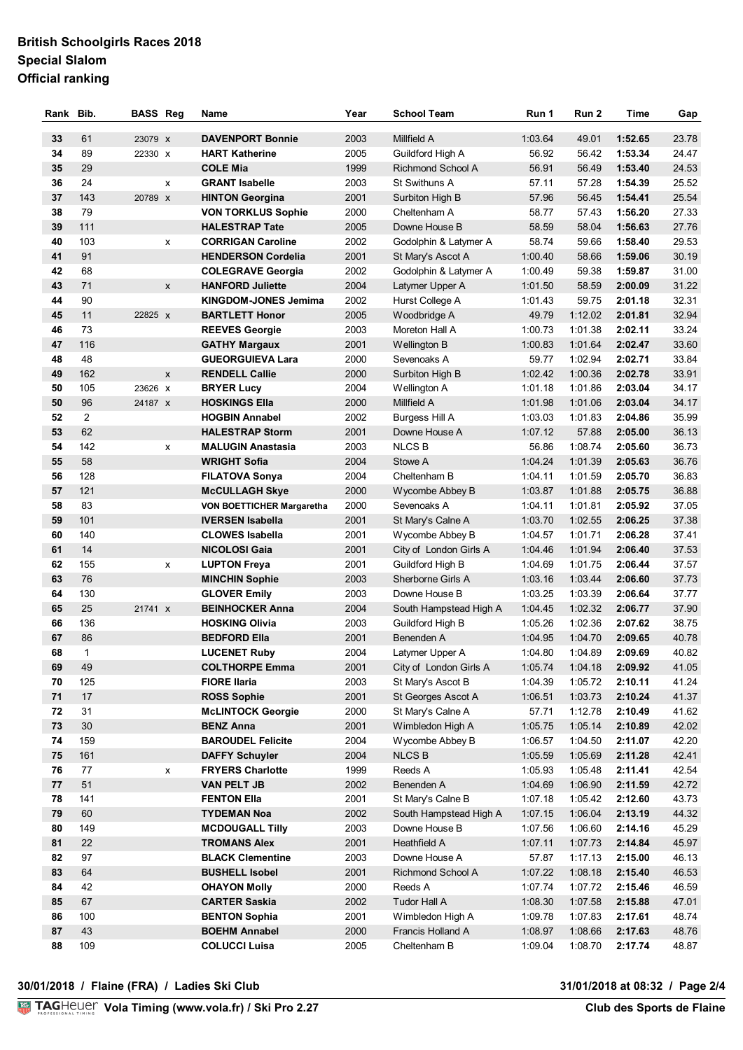**British Schoolgirls Races 2018**
**Special Slalom**
**Official ranking**

| Rank | Bib. | BASS | Reg | Name | Year | School Team | Run 1 | Run 2 | Time | Gap |
|---|---|---|---|---|---|---|---|---|---|---|
| 33 | 61 | 23079 | x | **DAVENPORT Bonnie** | 2003 | Millfield A | 1:03.64 | 49.01 | **1:52.65** | 23.78 |
| 34 | 89 | 22330 | x | **HART Katherine** | 2005 | Guildford High A | 56.92 | 56.42 | **1:53.34** | 24.47 |
| 35 | 29 | | | **COLE Mia** | 1999 | Richmond School A | 56.91 | 56.49 | **1:53.40** | 24.53 |
| 36 | 24 | | x | **GRANT Isabelle** | 2003 | St Swithuns A | 57.11 | 57.28 | **1:54.39** | 25.52 |
| 37 | 143 | 20789 | x | **HINTON Georgina** | 2001 | Surbiton High B | 57.96 | 56.45 | **1:54.41** | 25.54 |
| 38 | 79 | | | **VON TORKLUS Sophie** | 2000 | Cheltenham A | 58.77 | 57.43 | **1:56.20** | 27.33 |
| 39 | 111 | | | **HALESTRAP Tate** | 2005 | Downe House B | 58.59 | 58.04 | **1:56.63** | 27.76 |
| 40 | 103 | | x | **CORRIGAN Caroline** | 2002 | Godolphin & Latymer A | 58.74 | 59.66 | **1:58.40** | 29.53 |
| 41 | 91 | | | **HENDERSON Cordelia** | 2001 | St Mary's Ascot A | 1:00.40 | 58.66 | **1:59.06** | 30.19 |
| 42 | 68 | | | **COLEGRAVE Georgia** | 2002 | Godolphin & Latymer A | 1:00.49 | 59.38 | **1:59.87** | 31.00 |
| 43 | 71 | | x | **HANFORD Juliette** | 2004 | Latymer Upper A | 1:01.50 | 58.59 | **2:00.09** | 31.22 |
| 44 | 90 | | | **KINGDOM-JONES Jemima** | 2002 | Hurst College A | 1:01.43 | 59.75 | **2:01.18** | 32.31 |
| 45 | 11 | 22825 | x | **BARTLETT Honor** | 2005 | Woodbridge A | 49.79 | 1:12.02 | **2:01.81** | 32.94 |
| 46 | 73 | | | **REEVES Georgie** | 2003 | Moreton Hall A | 1:00.73 | 1:01.38 | **2:02.11** | 33.24 |
| 47 | 116 | | | **GATHY Margaux** | 2001 | Wellington B | 1:00.83 | 1:01.64 | **2:02.47** | 33.60 |
| 48 | 48 | | | **GUEORGUIEVA Lara** | 2000 | Sevenoaks A | 59.77 | 1:02.94 | **2:02.71** | 33.84 |
| 49 | 162 | | x | **RENDELL Callie** | 2000 | Surbiton High B | 1:02.42 | 1:00.36 | **2:02.78** | 33.91 |
| 50 | 105 | 23626 | x | **BRYER Lucy** | 2004 | Wellington A | 1:01.18 | 1:01.86 | **2:03.04** | 34.17 |
| 50 | 96 | 24187 | x | **HOSKINGS Ella** | 2000 | Millfield A | 1:01.98 | 1:01.06 | **2:03.04** | 34.17 |
| 52 | 2 | | | **HOGBIN Annabel** | 2002 | Burgess Hill A | 1:03.03 | 1:01.83 | **2:04.86** | 35.99 |
| 53 | 62 | | | **HALESTRAP Storm** | 2001 | Downe House A | 1:07.12 | 57.88 | **2:05.00** | 36.13 |
| 54 | 142 | | x | **MALUGIN Anastasia** | 2003 | NLCS B | 56.86 | 1:08.74 | **2:05.60** | 36.73 |
| 55 | 58 | | | **WRIGHT Sofia** | 2004 | Stowe A | 1:04.24 | 1:01.39 | **2:05.63** | 36.76 |
| 56 | 128 | | | **FILATOVA Sonya** | 2004 | Cheltenham B | 1:04.11 | 1:01.59 | **2:05.70** | 36.83 |
| 57 | 121 | | | **McCULLAGH Skye** | 2000 | Wycombe Abbey B | 1:03.87 | 1:01.88 | **2:05.75** | 36.88 |
| 58 | 83 | | | **VON BOETTICHER Margaretha** | 2000 | Sevenoaks A | 1:04.11 | 1:01.81 | **2:05.92** | 37.05 |
| 59 | 101 | | | **IVERSEN Isabella** | 2001 | St Mary's Calne A | 1:03.70 | 1:02.55 | **2:06.25** | 37.38 |
| 60 | 140 | | | **CLOWES Isabella** | 2001 | Wycombe Abbey B | 1:04.57 | 1:01.71 | **2:06.28** | 37.41 |
| 61 | 14 | | | **NICOLOSI Gaia** | 2001 | City of London Girls A | 1:04.46 | 1:01.94 | **2:06.40** | 37.53 |
| 62 | 155 | | x | **LUPTON Freya** | 2001 | Guildford High B | 1:04.69 | 1:01.75 | **2:06.44** | 37.57 |
| 63 | 76 | | | **MINCHIN Sophie** | 2003 | Sherborne Girls A | 1:03.16 | 1:03.44 | **2:06.60** | 37.73 |
| 64 | 130 | | | **GLOVER Emily** | 2003 | Downe House B | 1:03.25 | 1:03.39 | **2:06.64** | 37.77 |
| 65 | 25 | 21741 | x | **BEINHOCKER Anna** | 2004 | South Hampstead High A | 1:04.45 | 1:02.32 | **2:06.77** | 37.90 |
| 66 | 136 | | | **HOSKING Olivia** | 2003 | Guildford High B | 1:05.26 | 1:02.36 | **2:07.62** | 38.75 |
| 67 | 86 | | | **BEDFORD Ella** | 2001 | Benenden A | 1:04.95 | 1:04.70 | **2:09.65** | 40.78 |
| 68 | 1 | | | **LUCENET Ruby** | 2004 | Latymer Upper A | 1:04.80 | 1:04.89 | **2:09.69** | 40.82 |
| 69 | 49 | | | **COLTHORPE Emma** | 2001 | City of London Girls A | 1:05.74 | 1:04.18 | **2:09.92** | 41.05 |
| 70 | 125 | | | **FIORE Ilaria** | 2003 | St Mary's Ascot B | 1:04.39 | 1:05.72 | **2:10.11** | 41.24 |
| 71 | 17 | | | **ROSS Sophie** | 2001 | St Georges Ascot A | 1:06.51 | 1:03.73 | **2:10.24** | 41.37 |
| 72 | 31 | | | **McLINTOCK Georgie** | 2000 | St Mary's Calne A | 57.71 | 1:12.78 | **2:10.49** | 41.62 |
| 73 | 30 | | | **BENZ Anna** | 2001 | Wimbledon High A | 1:05.75 | 1:05.14 | **2:10.89** | 42.02 |
| 74 | 159 | | | **BAROUDEL Felicite** | 2004 | Wycombe Abbey B | 1:06.57 | 1:04.50 | **2:11.07** | 42.20 |
| 75 | 161 | | | **DAFFY Schuyler** | 2004 | NLCS B | 1:05.59 | 1:05.69 | **2:11.28** | 42.41 |
| 76 | 77 | | x | **FRYERS Charlotte** | 1999 | Reeds A | 1:05.93 | 1:05.48 | **2:11.41** | 42.54 |
| 77 | 51 | | | **VAN PELT JB** | 2002 | Benenden A | 1:04.69 | 1:06.90 | **2:11.59** | 42.72 |
| 78 | 141 | | | **FENTON Ella** | 2001 | St Mary's Calne B | 1:07.18 | 1:05.42 | **2:12.60** | 43.73 |
| 79 | 60 | | | **TYDEMAN Noa** | 2002 | South Hampstead High A | 1:07.15 | 1:06.04 | **2:13.19** | 44.32 |
| 80 | 149 | | | **MCDOUGALL Tilly** | 2003 | Downe House B | 1:07.56 | 1:06.60 | **2:14.16** | 45.29 |
| 81 | 22 | | | **TROMANS Alex** | 2001 | Heathfield A | 1:07.11 | 1:07.73 | **2:14.84** | 45.97 |
| 82 | 97 | | | **BLACK Clementine** | 2003 | Downe House A | 57.87 | 1:17.13 | **2:15.00** | 46.13 |
| 83 | 64 | | | **BUSHELL Isobel** | 2001 | Richmond School A | 1:07.22 | 1:08.18 | **2:15.40** | 46.53 |
| 84 | 42 | | | **OHAYON Molly** | 2000 | Reeds A | 1:07.74 | 1:07.72 | **2:15.46** | 46.59 |
| 85 | 67 | | | **CARTER Saskia** | 2002 | Tudor Hall A | 1:08.30 | 1:07.58 | **2:15.88** | 47.01 |
| 86 | 100 | | | **BENTON Sophia** | 2001 | Wimbledon High A | 1:09.78 | 1:07.83 | **2:17.61** | 48.74 |
| 87 | 43 | | | **BOEHM Annabel** | 2000 | Francis Holland A | 1:08.97 | 1:08.66 | **2:17.63** | 48.76 |
| 88 | 109 | | | **COLUCCI Luisa** | 2005 | Cheltenham B | 1:09.04 | 1:08.70 | **2:17.74** | 48.87 |

**30/01/2018 / Flaine (FRA) / Ladies Ski Club**

**31/01/2018 at 08:32**

TAGHeuer **Vola Timing (www.vola.fr) / Ski Pro 2.27**

**Club des Sports de Flaine**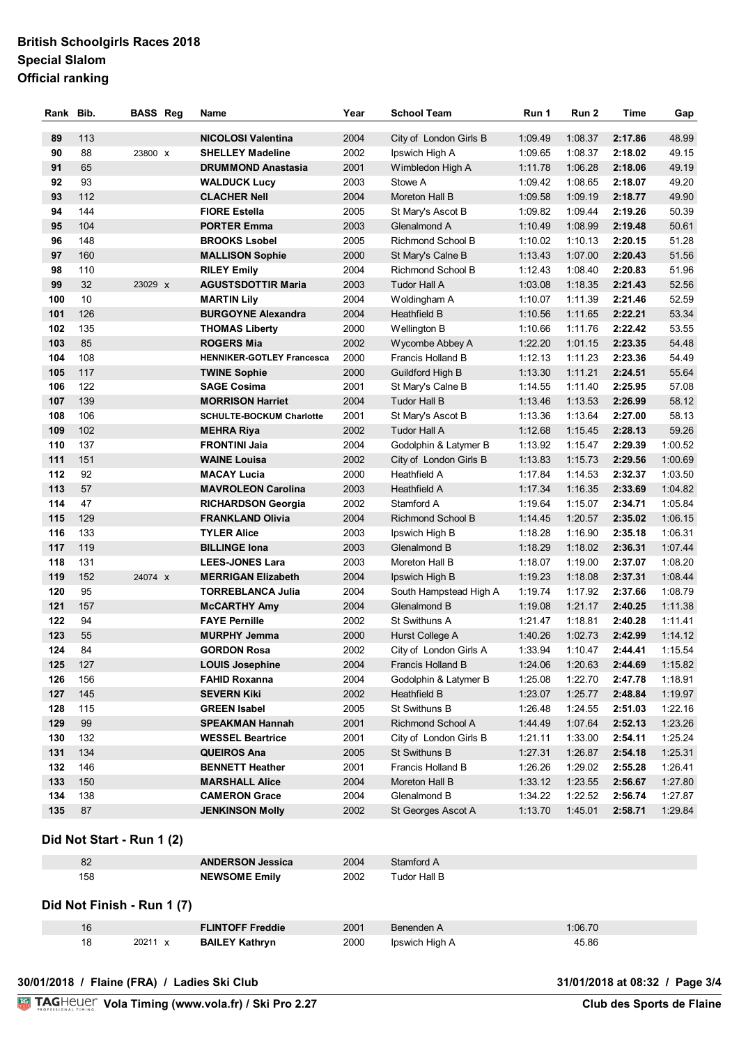**British Schoolgirls Races 2018**
**Special Slalom**
**Official ranking**

| Rank | Bib. | BASS | Reg | Name | Year | School Team | Run 1 | Run 2 | Time | Gap |
|---|---|---|---|---|---|---|---|---|---|---|
| 89 | 113 | | | **NICOLOSI Valentina** | 2004 | City of London Girls B | 1:09.49 | 1:08.37 | **2:17.86** | 48.99 |
| 90 | 88 | 23800 | x | **SHELLEY Madeline** | 2002 | Ipswich High A | 1:09.65 | 1:08.37 | **2:18.02** | 49.15 |
| 91 | 65 | | | **DRUMMOND Anastasia** | 2001 | Wimbledon High A | 1:11.78 | 1:06.28 | **2:18.06** | 49.19 |
| 92 | 93 | | | **WALDUCK Lucy** | 2003 | Stowe A | 1:09.42 | 1:08.65 | **2:18.07** | 49.20 |
| 93 | 112 | | | **CLACHER Nell** | 2004 | Moreton Hall B | 1:09.58 | 1:09.19 | **2:18.77** | 49.90 |
| 94 | 144 | | | **FIORE Estella** | 2005 | St Mary's Ascot B | 1:09.82 | 1:09.44 | **2:19.26** | 50.39 |
| 95 | 104 | | | **PORTER Emma** | 2003 | Glenalmond A | 1:10.49 | 1:08.99 | **2:19.48** | 50.61 |
| 96 | 148 | | | **BROOKS Lsobel** | 2005 | Richmond School B | 1:10.02 | 1:10.13 | **2:20.15** | 51.28 |
| 97 | 160 | | | **MALLISON Sophie** | 2000 | St Mary's Calne B | 1:13.43 | 1:07.00 | **2:20.43** | 51.56 |
| 98 | 110 | | | **RILEY Emily** | 2004 | Richmond School B | 1:12.43 | 1:08.40 | **2:20.83** | 51.96 |
| 99 | 32 | 23029 | x | **AGUSTSDOTTIR Maria** | 2003 | Tudor Hall A | 1:03.08 | 1:18.35 | **2:21.43** | 52.56 |
| 100 | 10 | | | **MARTIN Lily** | 2004 | Woldingham A | 1:10.07 | 1:11.39 | **2:21.46** | 52.59 |
| 101 | 126 | | | **BURGOYNE Alexandra** | 2004 | Heathfield B | 1:10.56 | 1:11.65 | **2:22.21** | 53.34 |
| 102 | 135 | | | **THOMAS Liberty** | 2000 | Wellington B | 1:10.66 | 1:11.76 | **2:22.42** | 53.55 |
| 103 | 85 | | | **ROGERS Mia** | 2002 | Wycombe Abbey A | 1:22.20 | 1:01.15 | **2:23.35** | 54.48 |
| 104 | 108 | | | **HENNIKER-GOTLEY Francesca** | 2000 | Francis Holland B | 1:12.13 | 1:11.23 | **2:23.36** | 54.49 |
| 105 | 117 | | | **TWINE Sophie** | 2000 | Guildford High B | 1:13.30 | 1:11.21 | **2:24.51** | 55.64 |
| 106 | 122 | | | **SAGE Cosima** | 2001 | St Mary's Calne B | 1:14.55 | 1:11.40 | **2:25.95** | 57.08 |
| 107 | 139 | | | **MORRISON Harriet** | 2004 | Tudor Hall B | 1:13.46 | 1:13.53 | **2:26.99** | 58.12 |
| 108 | 106 | | | **SCHULTE-BOCKUM Charlotte** | 2001 | St Mary's Ascot B | 1:13.36 | 1:13.64 | **2:27.00** | 58.13 |
| 109 | 102 | | | **MEHRA Riya** | 2002 | Tudor Hall A | 1:12.68 | 1:15.45 | **2:28.13** | 59.26 |
| 110 | 137 | | | **FRONTINI Jaia** | 2004 | Godolphin & Latymer B | 1:13.92 | 1:15.47 | **2:29.39** | 1:00.52 |
| 111 | 151 | | | **WAINE Louisa** | 2002 | City of London Girls B | 1:13.83 | 1:15.73 | **2:29.56** | 1:00.69 |
| 112 | 92 | | | **MACAY Lucia** | 2000 | Heathfield A | 1:17.84 | 1:14.53 | **2:32.37** | 1:03.50 |
| 113 | 57 | | | **MAVROLEON Carolina** | 2003 | Heathfield A | 1:17.34 | 1:16.35 | **2:33.69** | 1:04.82 |
| 114 | 47 | | | **RICHARDSON Georgia** | 2002 | Stamford A | 1:19.64 | 1:15.07 | **2:34.71** | 1:05.84 |
| 115 | 129 | | | **FRANKLAND Olivia** | 2004 | Richmond School B | 1:14.45 | 1:20.57 | **2:35.02** | 1:06.15 |
| 116 | 133 | | | **TYLER Alice** | 2003 | Ipswich High B | 1:18.28 | 1:16.90 | **2:35.18** | 1:06.31 |
| 117 | 119 | | | **BILLINGE Iona** | 2003 | Glenalmond B | 1:18.29 | 1:18.02 | **2:36.31** | 1:07.44 |
| 118 | 131 | | | **LEES-JONES Lara** | 2003 | Moreton Hall B | 1:18.07 | 1:19.00 | **2:37.07** | 1:08.20 |
| 119 | 152 | 24074 | x | **MERRIGAN Elizabeth** | 2004 | Ipswich High B | 1:19.23 | 1:18.08 | **2:37.31** | 1:08.44 |
| 120 | 95 | | | **TORREBLANCA Julia** | 2004 | South Hampstead High A | 1:19.74 | 1:17.92 | **2:37.66** | 1:08.79 |
| 121 | 157 | | | **McCARTHY Amy** | 2004 | Glenalmond B | 1:19.08 | 1:21.17 | **2:40.25** | 1:11.38 |
| 122 | 94 | | | **FAYE Pernille** | 2002 | St Swithuns A | 1:21.47 | 1:18.81 | **2:40.28** | 1:11.41 |
| 123 | 55 | | | **MURPHY Jemma** | 2000 | Hurst College A | 1:40.26 | 1:02.73 | **2:42.99** | 1:14.12 |
| 124 | 84 | | | **GORDON Rosa** | 2002 | City of London Girls A | 1:33.94 | 1:10.47 | **2:44.41** | 1:15.54 |
| 125 | 127 | | | **LOUIS Josephine** | 2004 | Francis Holland B | 1:24.06 | 1:20.63 | **2:44.69** | 1:15.82 |
| 126 | 156 | | | **FAHID Roxanna** | 2004 | Godolphin & Latymer B | 1:25.08 | 1:22.70 | **2:47.78** | 1:18.91 |
| 127 | 145 | | | **SEVERN Kiki** | 2002 | Heathfield B | 1:23.07 | 1:25.77 | **2:48.84** | 1:19.97 |
| 128 | 115 | | | **GREEN Isabel** | 2005 | St Swithuns B | 1:26.48 | 1:24.55 | **2:51.03** | 1:22.16 |
| 129 | 99 | | | **SPEAKMAN Hannah** | 2001 | Richmond School A | 1:44.49 | 1:07.64 | **2:52.13** | 1:23.26 |
| 130 | 132 | | | **WESSEL Beartrice** | 2001 | City of London Girls B | 1:21.11 | 1:33.00 | **2:54.11** | 1:25.24 |
| 131 | 134 | | | **QUEIROS Ana** | 2005 | St Swithuns B | 1:27.31 | 1:26.87 | **2:54.18** | 1:25.31 |
| 132 | 146 | | | **BENNETT Heather** | 2001 | Francis Holland B | 1:26.26 | 1:29.02 | **2:55.28** | 1:26.41 |
| 133 | 150 | | | **MARSHALL Alice** | 2004 | Moreton Hall B | 1:33.12 | 1:23.55 | **2:56.67** | 1:27.80 |
| 134 | 138 | | | **CAMERON Grace** | 2004 | Glenalmond B | 1:34.22 | 1:22.52 | **2:56.74** | 1:27.87 |
| 135 | 87 | | | **JENKINSON Molly** | 2002 | St Georges Ascot A | 1:13.70 | 1:45.01 | **2:58.71** | 1:29.84 |

## Did Not Start - Run 1 (2)

| Bib. | BASS | Reg | Name | Year | School Team | Run 1 |
|---|---|---|---|---|---|---|
| 82 | | | **ANDERSON Jessica** | 2004 | Stamford A | |
| 158 | | | **NEWSOME Emily** | 2002 | Tudor Hall B | |

## Did Not Finish - Run 1 (7)

| Bib. | BASS | Reg | Name | Year | School Team | Run 1 |
|---|---|---|---|---|---|---|
| 16 | | | **FLINTOFF Freddie** | 2001 | Benenden A | 1:06.70 |
| 18 | 20211 | x | **BAILEY Kathryn** | 2000 | Ipswich High A | 45.86 |

**30/01/2018 / Flaine (FRA) / Ladies Ski Club** **31/01/2018 at 08:32**

Vola Timing (www.vola.fr) / Ski Pro 2.27 **Club des Sports de Flaine**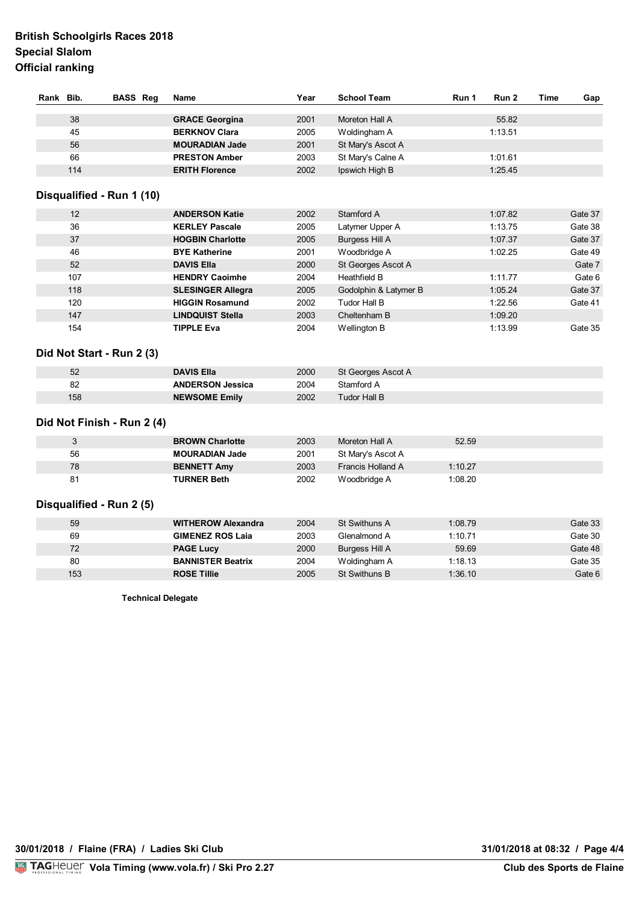**British Schoolgirls Races 2018**
**Special Slalom**
**Official ranking**

| Rank | Bib. | BASS | Reg | Name | Year | School Team | Run 1 | Run 2 | Time | Gap |
|---|---|---|---|---|---|---|---|---|---|---|
| | 38 | | | **GRACE Georgina** | 2001 | Moreton Hall A | | 55.82 | | |
| | 45 | | | **BERKNOV Clara** | 2005 | Woldingham A | | 1:13.51 | | |
| | 56 | | | **MOURADIAN Jade** | 2001 | St Mary's Ascot A | | | | |
| | 66 | | | **PRESTON Amber** | 2003 | St Mary's Calne A | | 1:01.61 | | |
| | 114 | | | **ERITH Florence** | 2002 | Ipswich High B | | 1:25.45 | | |

## Disqualified - Run 1 (10)

| Rank | Bib. | BASS | Reg | Name | Year | School Team | Run 1 | Run 2 | Time | Gap |
|---|---|---|---|---|---|---|---|---|---|---|
| | 12 | | | **ANDERSON Katie** | 2002 | Stamford A | | 1:07.82 | | Gate 37 |
| | 36 | | | **KERLEY Pascale** | 2005 | Latymer Upper A | | 1:13.75 | | Gate 38 |
| | 37 | | | **HOGBIN Charlotte** | 2005 | Burgess Hill A | | 1:07.37 | | Gate 37 |
| | 46 | | | **BYE Katherine** | 2001 | Woodbridge A | | 1:02.25 | | Gate 49 |
| | 52 | | | **DAVIS Ella** | 2000 | St Georges Ascot A | | | | Gate 7 |
| | 107 | | | **HENDRY Caoimhe** | 2004 | Heathfield B | | 1:11.77 | | Gate 6 |
| | 118 | | | **SLESINGER Allegra** | 2005 | Godolphin & Latymer B | | 1:05.24 | | Gate 37 |
| | 120 | | | **HIGGIN Rosamund** | 2002 | Tudor Hall B | | 1:22.56 | | Gate 41 |
| | 147 | | | **LINDQUIST Stella** | 2003 | Cheltenham B | | 1:09.20 | | |
| | 154 | | | **TIPPLE Eva** | 2004 | Wellington B | | 1:13.99 | | Gate 35 |

## Did Not Start - Run 2 (3)

| Rank | Bib. | BASS | Reg | Name | Year | School Team | Run 1 | Run 2 | Time | Gap |
|---|---|---|---|---|---|---|---|---|---|---|
| | 52 | | | **DAVIS Ella** | 2000 | St Georges Ascot A | | | | |
| | 82 | | | **ANDERSON Jessica** | 2004 | Stamford A | | | | |
| | 158 | | | **NEWSOME Emily** | 2002 | Tudor Hall B | | | | |

## Did Not Finish - Run 2 (4)

| Rank | Bib. | BASS | Reg | Name | Year | School Team | Run 1 | Run 2 | Time | Gap |
|---|---|---|---|---|---|---|---|---|---|---|
| | 3 | | | **BROWN Charlotte** | 2003 | Moreton Hall A | 52.59 | | | |
| | 56 | | | **MOURADIAN Jade** | 2001 | St Mary's Ascot A | | | | |
| | 78 | | | **BENNETT Amy** | 2003 | Francis Holland A | 1:10.27 | | | |
| | 81 | | | **TURNER Beth** | 2002 | Woodbridge A | 1:08.20 | | | |

## Disqualified - Run 2 (5)

| Rank | Bib. | BASS | Reg | Name | Year | School Team | Run 1 | Run 2 | Time | Gap |
|---|---|---|---|---|---|---|---|---|---|---|
| | 59 | | | **WITHEROW Alexandra** | 2004 | St Swithuns A | 1:08.79 | | | Gate 33 |
| | 69 | | | **GIMENEZ ROS Laia** | 2003 | Glenalmond A | 1:10.71 | | | Gate 30 |
| | 72 | | | **PAGE Lucy** | 2000 | Burgess Hill A | 59.69 | | | Gate 48 |
| | 80 | | | **BANNISTER Beatrix** | 2004 | Woldingham A | 1:18.13 | | | Gate 35 |
| | 153 | | | **ROSE Tillie** | 2005 | St Swithuns B | 1:36.10 | | | Gate 6 |

**Technical Delegate**

**30/01/2018 / Flaine (FRA) / Ladies Ski Club**

**31/01/2018 at 08:32**

**Vola Timing (www.vola.fr) / Ski Pro 2.27**

**Club des Sports de Flaine**